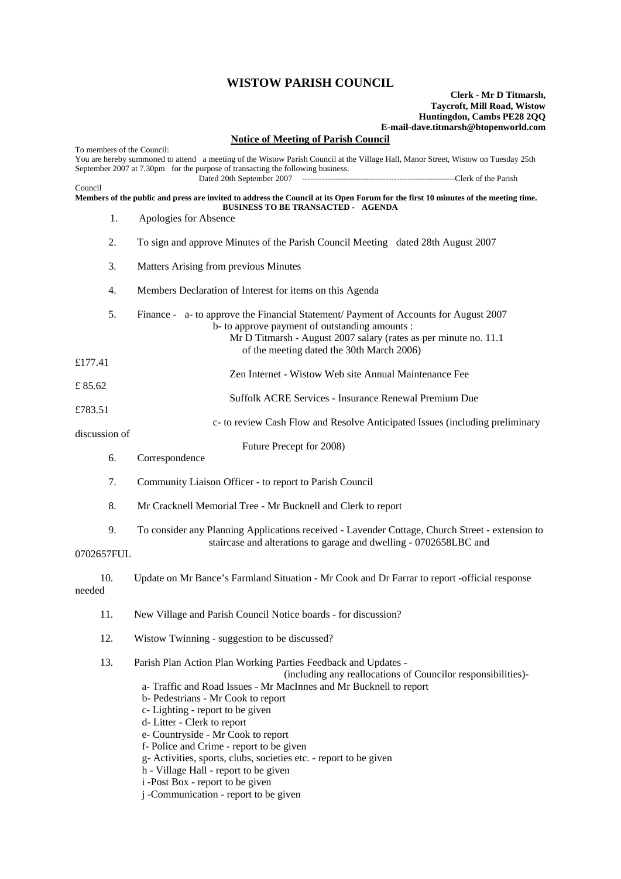# WISTOW PARISH COUNCIL

**Clerk - Mr D Titmarsh,**
**Taycroft, Mill Road, Wistow**
**Huntingdon, Cambs PE28 2QQ**
**E-mail-dave.titmarsh@btopenworld.com**

**Notice of Meeting of Parish Council**

To members of the Council:
You are hereby summoned to attend a meeting of the Wistow Parish Council at the Village Hall, Manor Street, Wistow on Tuesday 25th September 2007 at 7.30pm for the purpose of transacting the following business.

Dated 20th September 2007 -------------------------------------------------------Clerk of the Parish Council

**Members of the public and press are invited to address the Council at its Open Forum for the first 10 minutes of the meeting time.**

**BUSINESS TO BE TRANSACTED - AGENDA**

1. Apologies for Absence
2. To sign and approve Minutes of the Parish Council Meeting dated 28th August 2007
3. Matters Arising from previous Minutes
4. Members Declaration of Interest for items on this Agenda
5. Finance - a- to approve the Financial Statement/ Payment of Accounts for August 2007
   b- to approve payment of outstanding amounts :
   Mr D Titmarsh - August 2007 salary (rates as per minute no. 11.1 of the meeting dated the 30th March 2006) £177.41
   Zen Internet - Wistow Web site Annual Maintenance Fee £ 85.62
   Suffolk ACRE Services - Insurance Renewal Premium Due £783.51
   c- to review Cash Flow and Resolve Anticipated Issues (including preliminary discussion of Future Precept for 2008)
6. Correspondence
7. Community Liaison Officer - to report to Parish Council
8. Mr Cracknell Memorial Tree - Mr Bucknell and Clerk to report
9. To consider any Planning Applications received - Lavender Cottage, Church Street - extension to staircase and alterations to garage and dwelling - 0702658LBC and 0702657FUL
10. Update on Mr Bance's Farmland Situation - Mr Cook and Dr Farrar to report -official response needed
11. New Village and Parish Council Notice boards - for discussion?
12. Wistow Twinning - suggestion to be discussed?
13. Parish Plan Action Plan Working Parties Feedback and Updates - (including any reallocations of Councilor responsibilities)-
    a- Traffic and Road Issues - Mr MacInnes and Mr Bucknell to report
    b- Pedestrians - Mr Cook to report
    c- Lighting - report to be given
    d- Litter - Clerk to report
    e- Countryside - Mr Cook to report
    f- Police and Crime - report to be given
    g- Activities, sports, clubs, societies etc. - report to be given
    h - Village Hall - report to be given
    i -Post Box - report to be given
    j -Communication - report to be given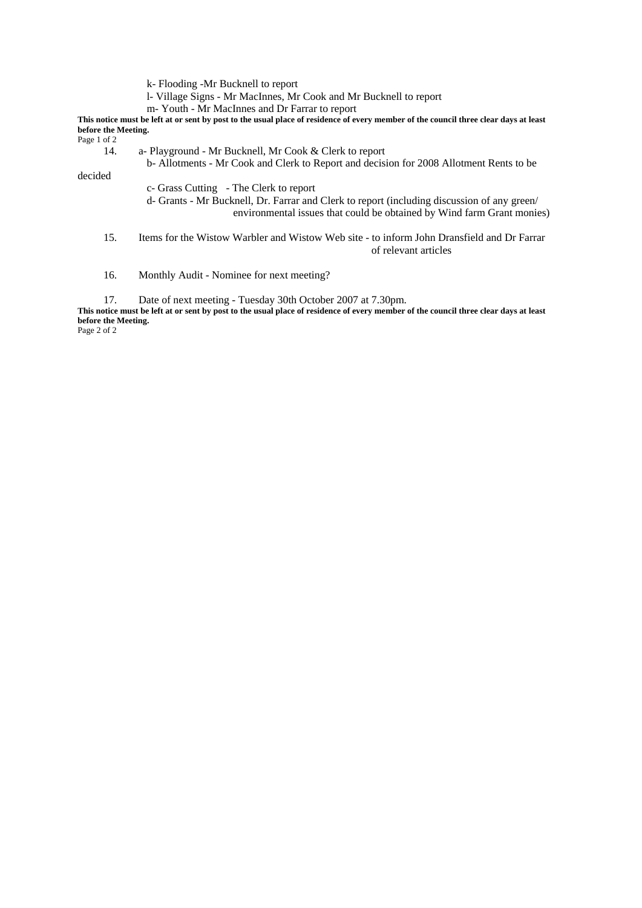k- Flooding -Mr Bucknell to report

l- Village Signs - Mr MacInnes, Mr Cook and Mr Bucknell to report

m- Youth - Mr MacInnes and Dr Farrar to report

**This notice must be left at or sent by post to the usual place of residence of every member of the council three clear days at least before the Meeting.**

14. a- Playground - Mr Bucknell, Mr Cook & Clerk to report

    b- Allotments - Mr Cook and Clerk to Report and decision for 2008 Allotment Rents to be decided

    c- Grass Cutting - The Clerk to report

    d- Grants - Mr Bucknell, Dr. Farrar and Clerk to report (including discussion of any green/ environmental issues that could be obtained by Wind farm Grant monies)

15. Items for the Wistow Warbler and Wistow Web site - to inform John Dransfield and Dr Farrar of relevant articles

16. Monthly Audit - Nominee for next meeting?

17. Date of next meeting - Tuesday 30th October 2007 at 7.30pm.

**This notice must be left at or sent by post to the usual place of residence of every member of the council three clear days at least before the Meeting.**